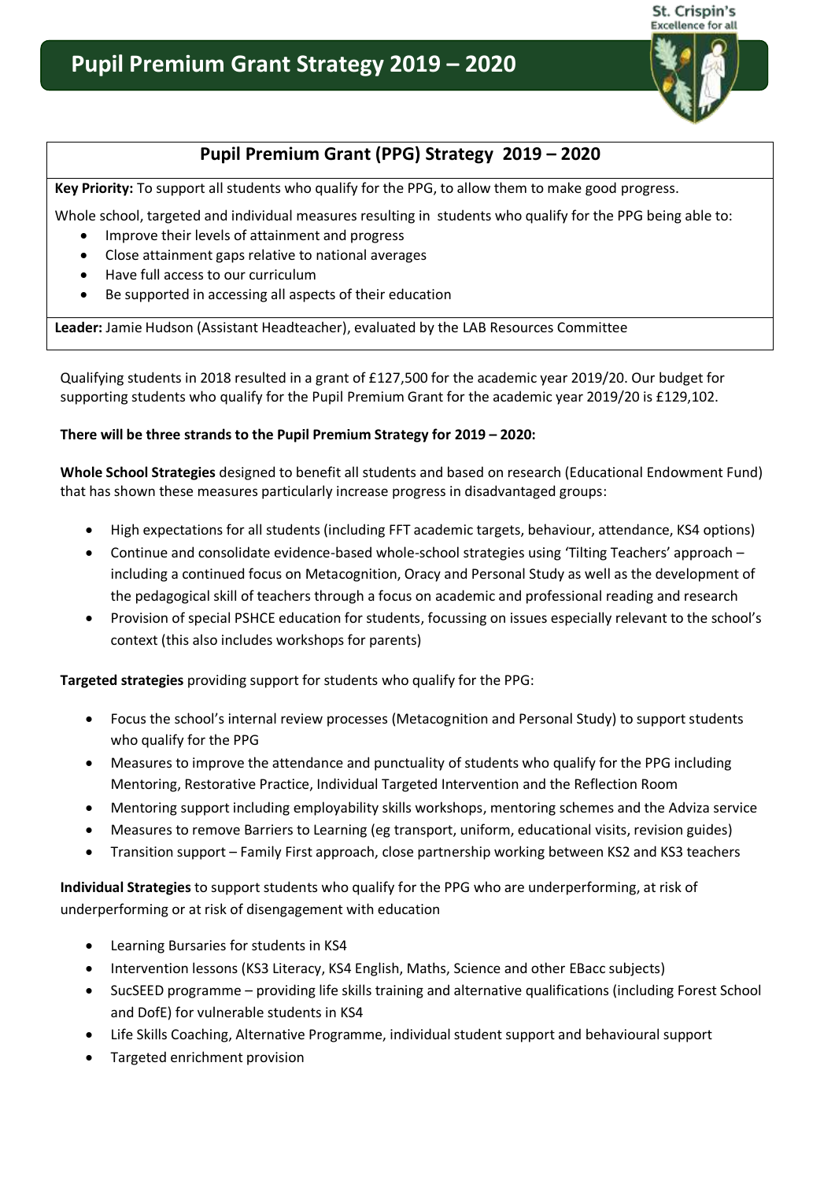# Pupil Premium Grant Strategy 2019 – 2020

St. Crispin's
Excellence for all

## Pupil Premium Grant (PPG) Strategy 2019 – 2020

**Key Priority:** To support all students who qualify for the PPG, to allow them to make good progress.

Whole school, targeted and individual measures resulting in students who qualify for the PPG being able to:

- Improve their levels of attainment and progress
- Close attainment gaps relative to national averages
- Have full access to our curriculum
- Be supported in accessing all aspects of their education

**Leader:** Jamie Hudson (Assistant Headteacher), evaluated by the LAB Resources Committee

Qualifying students in 2018 resulted in a grant of £127,500 for the academic year 2019/20. Our budget for supporting students who qualify for the Pupil Premium Grant for the academic year 2019/20 is £129,102.

**There will be three strands to the Pupil Premium Strategy for 2019 – 2020:**

**Whole School Strategies** designed to benefit all students and based on research (Educational Endowment Fund) that has shown these measures particularly increase progress in disadvantaged groups:

- High expectations for all students (including FFT academic targets, behaviour, attendance, KS4 options)
- Continue and consolidate evidence-based whole-school strategies using 'Tilting Teachers' approach – including a continued focus on Metacognition, Oracy and Personal Study as well as the development of the pedagogical skill of teachers through a focus on academic and professional reading and research
- Provision of special PSHCE education for students, focussing on issues especially relevant to the school's context (this also includes workshops for parents)

**Targeted strategies** providing support for students who qualify for the PPG:

- Focus the school's internal review processes (Metacognition and Personal Study) to support students who qualify for the PPG
- Measures to improve the attendance and punctuality of students who qualify for the PPG including Mentoring, Restorative Practice, Individual Targeted Intervention and the Reflection Room
- Mentoring support including employability skills workshops, mentoring schemes and the Adviza service
- Measures to remove Barriers to Learning (eg transport, uniform, educational visits, revision guides)
- Transition support – Family First approach, close partnership working between KS2 and KS3 teachers

**Individual Strategies** to support students who qualify for the PPG who are underperforming, at risk of underperforming or at risk of disengagement with education

- Learning Bursaries for students in KS4
- Intervention lessons (KS3 Literacy, KS4 English, Maths, Science and other EBacc subjects)
- SucSEED programme – providing life skills training and alternative qualifications (including Forest School and DofE) for vulnerable students in KS4
- Life Skills Coaching, Alternative Programme, individual student support and behavioural support
- Targeted enrichment provision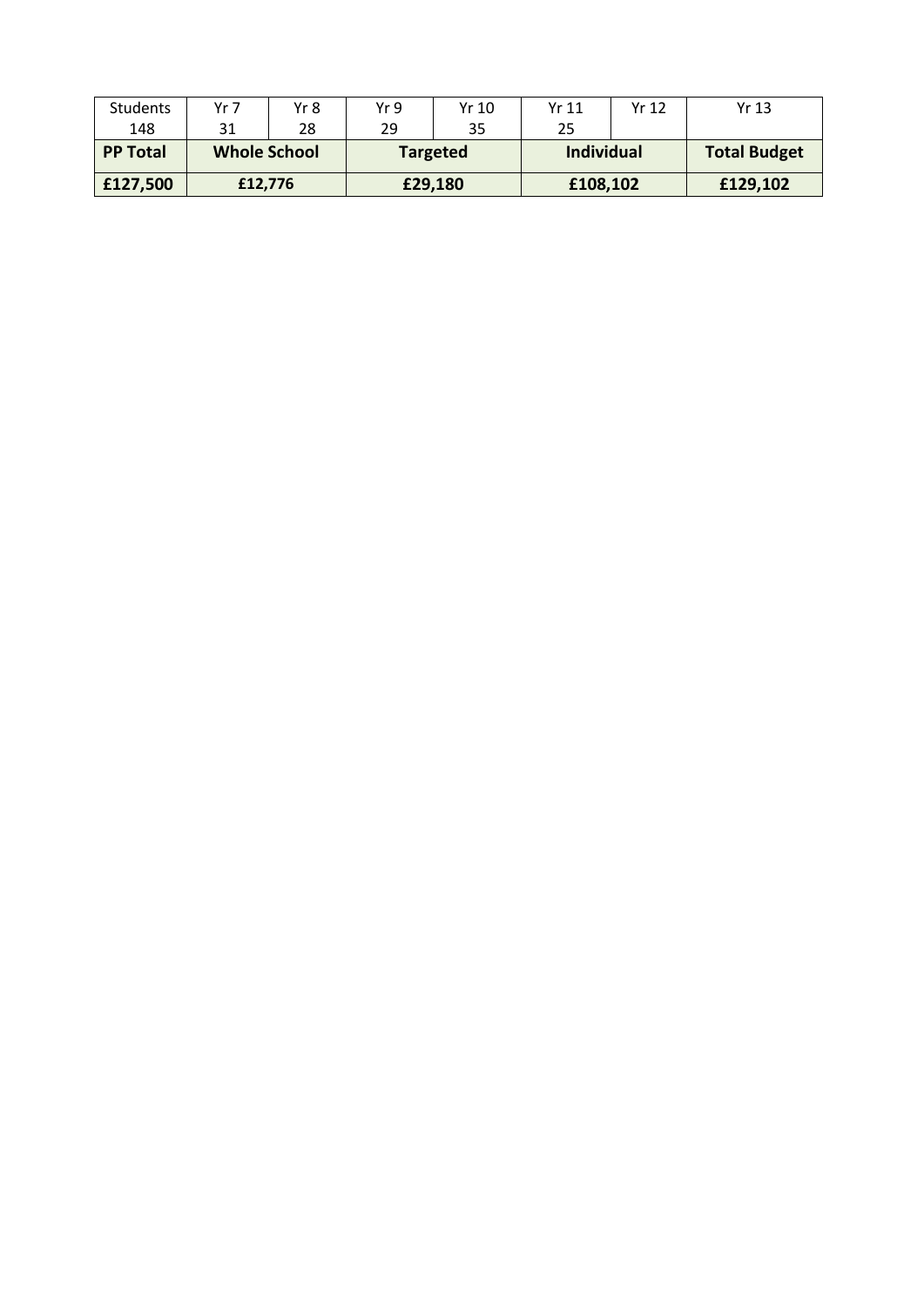| Students | Yr 7 | Yr 8 | Yr 9 | Yr 10 | Yr 11 | Yr 12 | Yr 13 |
|---|---|---|---|---|---|---|---|
| 148 | 31 | 28 | 29 | 35 | 25 | | |
| **PP Total** | **Whole School** | | **Targeted** | | **Individual** | | **Total Budget** |
| **£127,500** | **£12,776** | | **£29,180** | | **£108,102** | | **£129,102** |